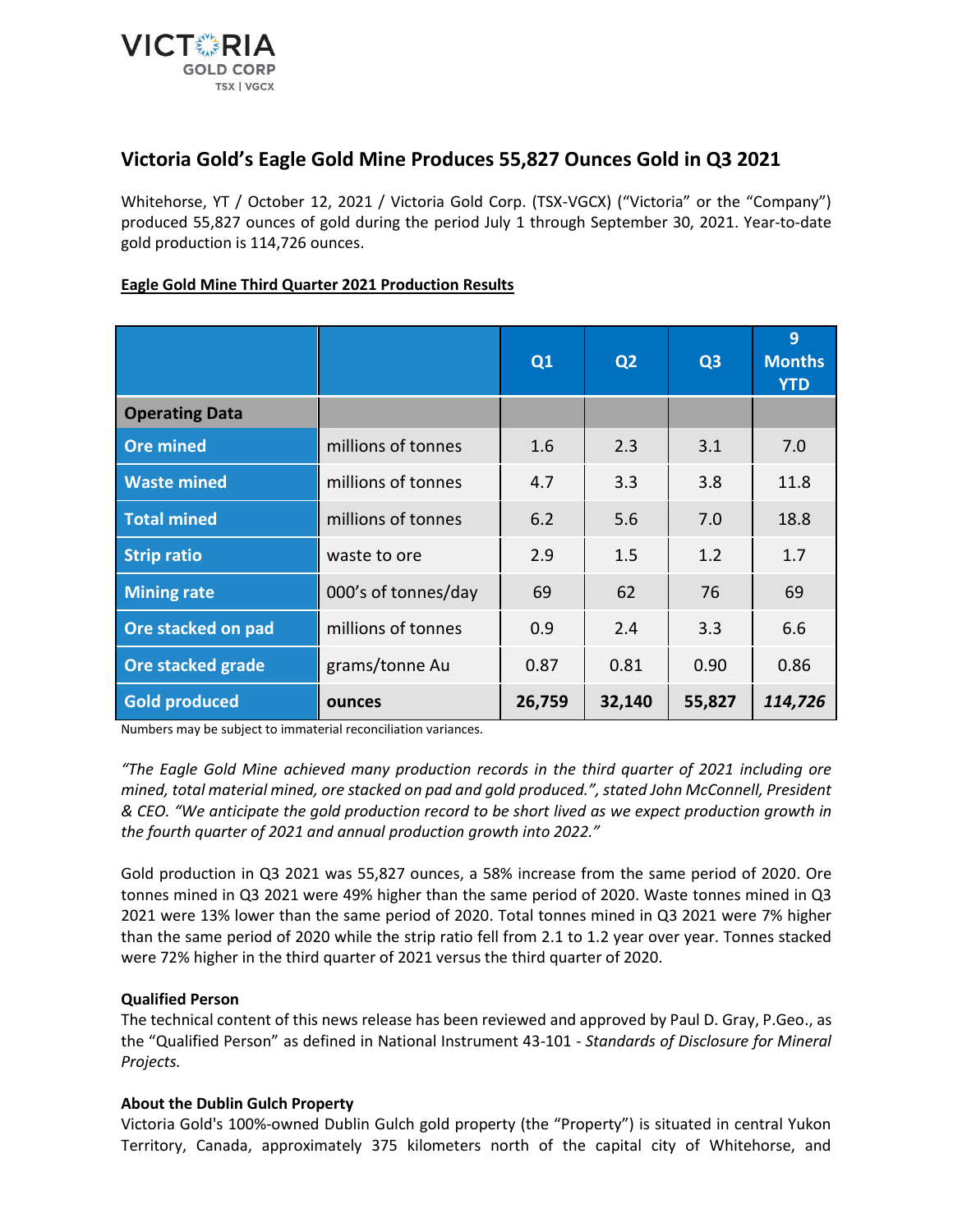VICTORIA GOLD CORP
TSX | VGCX

# Victoria Gold's Eagle Gold Mine Produces 55,827 Ounces Gold in Q3 2021

Whitehorse, YT / October 12, 2021 / Victoria Gold Corp. (TSX-VGCX) ("Victoria" or the "Company") produced 55,827 ounces of gold during the period July 1 through September 30, 2021. Year-to-date gold production is 114,726 ounces.

**Eagle Gold Mine Third Quarter 2021 Production Results**

| | | Q1 | Q2 | Q3 | 9 Months YTD |
|---|---|---|---|---|---|
| **Operating Data** | | | | | |
| **Ore mined** | millions of tonnes | 1.6 | 2.3 | 3.1 | 7.0 |
| **Waste mined** | millions of tonnes | 4.7 | 3.3 | 3.8 | 11.8 |
| **Total mined** | millions of tonnes | 6.2 | 5.6 | 7.0 | 18.8 |
| **Strip ratio** | waste to ore | 2.9 | 1.5 | 1.2 | 1.7 |
| **Mining rate** | 000's of tonnes/day | 69 | 62 | 76 | 69 |
| **Ore stacked on pad** | millions of tonnes | 0.9 | 2.4 | 3.3 | 6.6 |
| **Ore stacked grade** | grams/tonne Au | 0.87 | 0.81 | 0.90 | 0.86 |
| **Gold produced** | **ounces** | **26,759** | **32,140** | **55,827** | ***114,726*** |

Numbers may be subject to immaterial reconciliation variances.

*"The Eagle Gold Mine achieved many production records in the third quarter of 2021 including ore mined, total material mined, ore stacked on pad and gold produced.", stated John McConnell, President & CEO. "We anticipate the gold production record to be short lived as we expect production growth in the fourth quarter of 2021 and annual production growth into 2022."*

Gold production in Q3 2021 was 55,827 ounces, a 58% increase from the same period of 2020. Ore tonnes mined in Q3 2021 were 49% higher than the same period of 2020. Waste tonnes mined in Q3 2021 were 13% lower than the same period of 2020. Total tonnes mined in Q3 2021 were 7% higher than the same period of 2020 while the strip ratio fell from 2.1 to 1.2 year over year. Tonnes stacked were 72% higher in the third quarter of 2021 versus the third quarter of 2020.

**Qualified Person**

The technical content of this news release has been reviewed and approved by Paul D. Gray, P.Geo., as the "Qualified Person" as defined in National Instrument 43-101 - *Standards of Disclosure for Mineral Projects.*

**About the Dublin Gulch Property**

Victoria Gold's 100%-owned Dublin Gulch gold property (the "Property") is situated in central Yukon Territory, Canada, approximately 375 kilometers north of the capital city of Whitehorse, and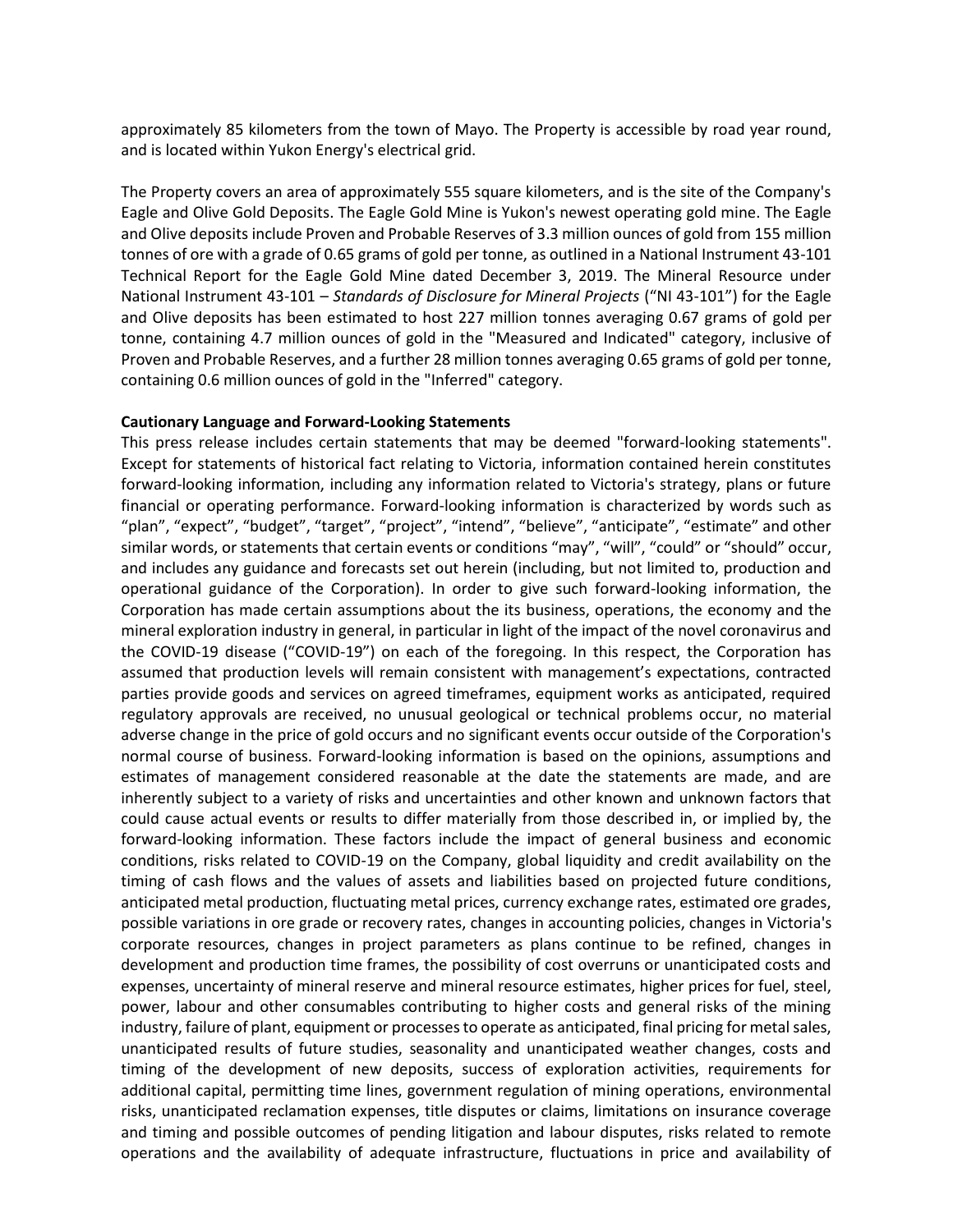approximately 85 kilometers from the town of Mayo. The Property is accessible by road year round, and is located within Yukon Energy's electrical grid.

The Property covers an area of approximately 555 square kilometers, and is the site of the Company's Eagle and Olive Gold Deposits. The Eagle Gold Mine is Yukon's newest operating gold mine. The Eagle and Olive deposits include Proven and Probable Reserves of 3.3 million ounces of gold from 155 million tonnes of ore with a grade of 0.65 grams of gold per tonne, as outlined in a National Instrument 43-101 Technical Report for the Eagle Gold Mine dated December 3, 2019. The Mineral Resource under National Instrument 43-101 – *Standards of Disclosure for Mineral Projects* ("NI 43-101") for the Eagle and Olive deposits has been estimated to host 227 million tonnes averaging 0.67 grams of gold per tonne, containing 4.7 million ounces of gold in the "Measured and Indicated" category, inclusive of Proven and Probable Reserves, and a further 28 million tonnes averaging 0.65 grams of gold per tonne, containing 0.6 million ounces of gold in the "Inferred" category.

**Cautionary Language and Forward-Looking Statements**

This press release includes certain statements that may be deemed "forward-looking statements". Except for statements of historical fact relating to Victoria, information contained herein constitutes forward-looking information, including any information related to Victoria's strategy, plans or future financial or operating performance. Forward-looking information is characterized by words such as "plan", "expect", "budget", "target", "project", "intend", "believe", "anticipate", "estimate" and other similar words, or statements that certain events or conditions "may", "will", "could" or "should" occur, and includes any guidance and forecasts set out herein (including, but not limited to, production and operational guidance of the Corporation). In order to give such forward-looking information, the Corporation has made certain assumptions about the its business, operations, the economy and the mineral exploration industry in general, in particular in light of the impact of the novel coronavirus and the COVID-19 disease ("COVID-19") on each of the foregoing. In this respect, the Corporation has assumed that production levels will remain consistent with management's expectations, contracted parties provide goods and services on agreed timeframes, equipment works as anticipated, required regulatory approvals are received, no unusual geological or technical problems occur, no material adverse change in the price of gold occurs and no significant events occur outside of the Corporation's normal course of business. Forward-looking information is based on the opinions, assumptions and estimates of management considered reasonable at the date the statements are made, and are inherently subject to a variety of risks and uncertainties and other known and unknown factors that could cause actual events or results to differ materially from those described in, or implied by, the forward-looking information. These factors include the impact of general business and economic conditions, risks related to COVID-19 on the Company, global liquidity and credit availability on the timing of cash flows and the values of assets and liabilities based on projected future conditions, anticipated metal production, fluctuating metal prices, currency exchange rates, estimated ore grades, possible variations in ore grade or recovery rates, changes in accounting policies, changes in Victoria's corporate resources, changes in project parameters as plans continue to be refined, changes in development and production time frames, the possibility of cost overruns or unanticipated costs and expenses, uncertainty of mineral reserve and mineral resource estimates, higher prices for fuel, steel, power, labour and other consumables contributing to higher costs and general risks of the mining industry, failure of plant, equipment or processes to operate as anticipated, final pricing for metal sales, unanticipated results of future studies, seasonality and unanticipated weather changes, costs and timing of the development of new deposits, success of exploration activities, requirements for additional capital, permitting time lines, government regulation of mining operations, environmental risks, unanticipated reclamation expenses, title disputes or claims, limitations on insurance coverage and timing and possible outcomes of pending litigation and labour disputes, risks related to remote operations and the availability of adequate infrastructure, fluctuations in price and availability of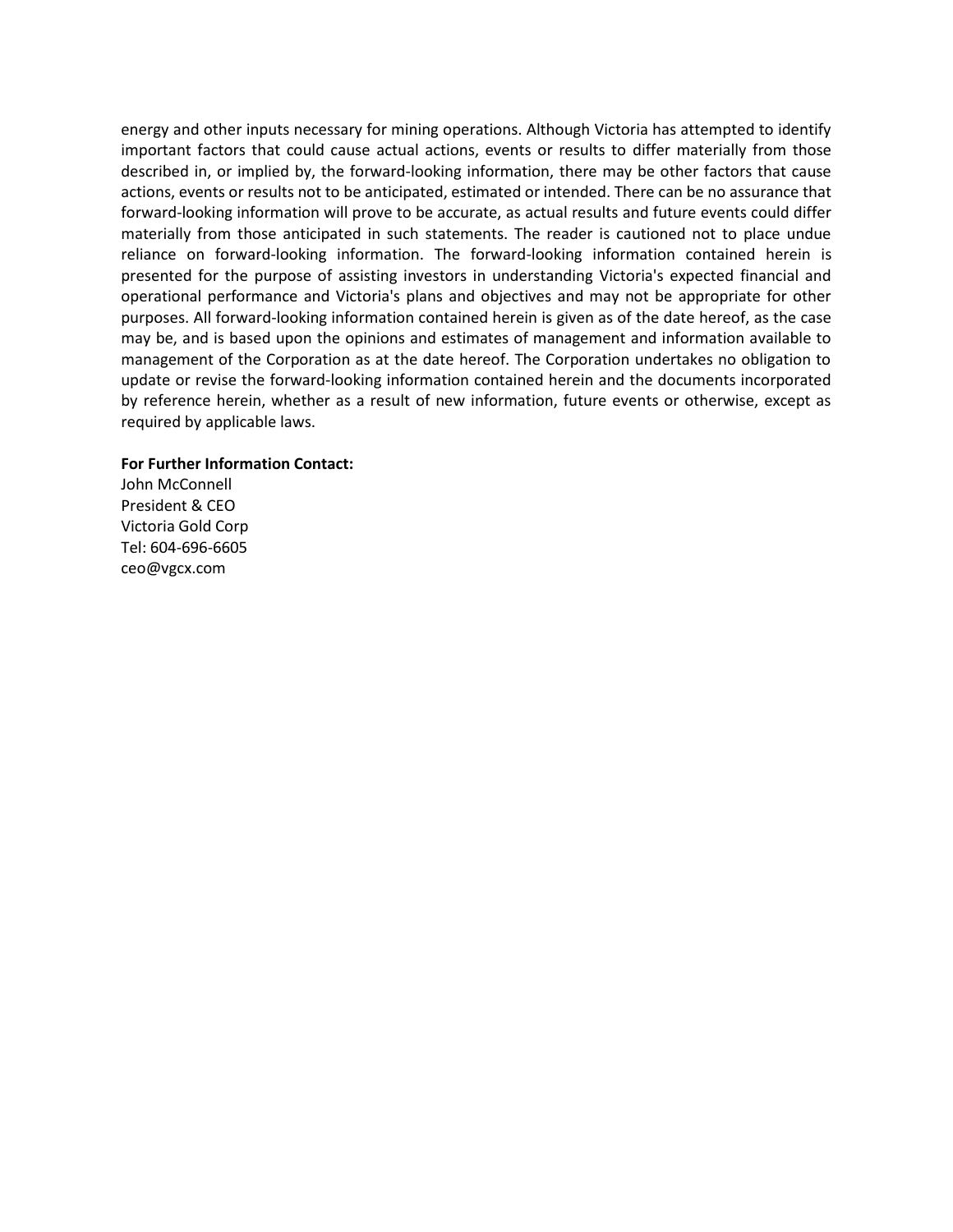energy and other inputs necessary for mining operations. Although Victoria has attempted to identify important factors that could cause actual actions, events or results to differ materially from those described in, or implied by, the forward-looking information, there may be other factors that cause actions, events or results not to be anticipated, estimated or intended. There can be no assurance that forward-looking information will prove to be accurate, as actual results and future events could differ materially from those anticipated in such statements. The reader is cautioned not to place undue reliance on forward-looking information. The forward-looking information contained herein is presented for the purpose of assisting investors in understanding Victoria's expected financial and operational performance and Victoria's plans and objectives and may not be appropriate for other purposes. All forward-looking information contained herein is given as of the date hereof, as the case may be, and is based upon the opinions and estimates of management and information available to management of the Corporation as at the date hereof. The Corporation undertakes no obligation to update or revise the forward-looking information contained herein and the documents incorporated by reference herein, whether as a result of new information, future events or otherwise, except as required by applicable laws.

**For Further Information Contact:**
John McConnell
President & CEO
Victoria Gold Corp
Tel: 604-696-6605
ceo@vgcx.com